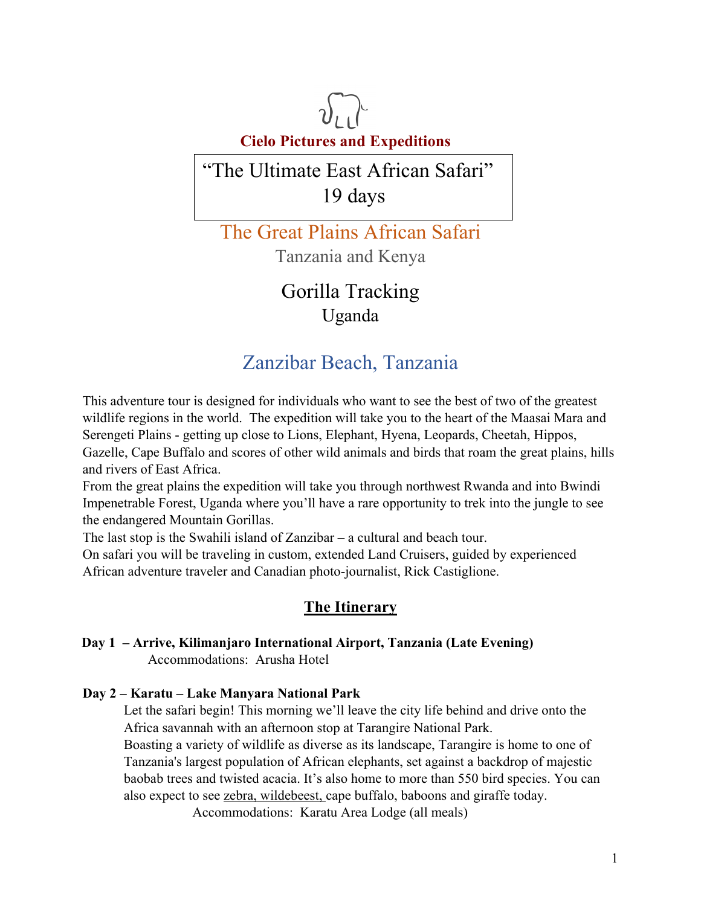**Cielo Pictures and Expeditions**

# "The Ultimate East African Safari"
# 19 days

## The Great Plains African Safari
Tanzania and Kenya

## Gorilla Tracking
Uganda

## Zanzibar Beach, Tanzania

This adventure tour is designed for individuals who want to see the best of two of the greatest wildlife regions in the world. The expedition will take you to the heart of the Maasai Mara and Serengeti Plains - getting up close to Lions, Elephant, Hyena, Leopards, Cheetah, Hippos, Gazelle, Cape Buffalo and scores of other wild animals and birds that roam the great plains, hills and rivers of East Africa.

From the great plains the expedition will take you through northwest Rwanda and into Bwindi Impenetrable Forest, Uganda where you'll have a rare opportunity to trek into the jungle to see the endangered Mountain Gorillas.

The last stop is the Swahili island of Zanzibar – a cultural and beach tour.

On safari you will be traveling in custom, extended Land Cruisers, guided by experienced African adventure traveler and Canadian photo-journalist, Rick Castiglione.

## The Itinerary

**Day 1 – Arrive, Kilimanjaro International Airport, Tanzania (Late Evening)**

Accommodations: Arusha Hotel

**Day 2 – Karatu – Lake Manyara National Park**

Let the safari begin! This morning we'll leave the city life behind and drive onto the Africa savannah with an afternoon stop at Tarangire National Park.
Boasting a variety of wildlife as diverse as its landscape, Tarangire is home to one of Tanzania's largest population of African elephants, set against a backdrop of majestic baobab trees and twisted acacia. It's also home to more than 550 bird species. You can also expect to see zebra, wildebeest, cape buffalo, baboons and giraffe today.

Accommodations: Karatu Area Lodge (all meals)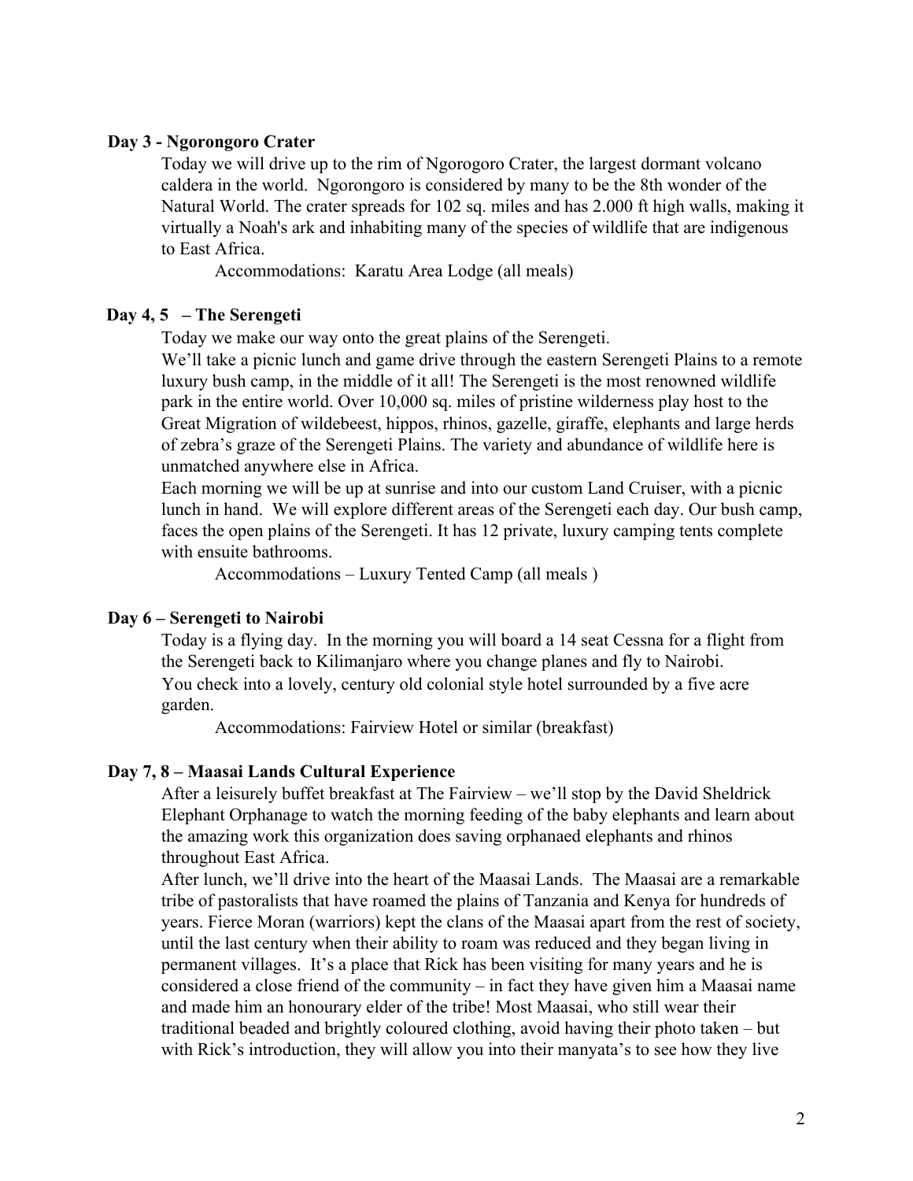**Day 3 - Ngorongoro Crater**

Today we will drive up to the rim of Ngorogoro Crater, the largest dormant volcano caldera in the world. Ngorongoro is considered by many to be the 8th wonder of the Natural World. The crater spreads for 102 sq. miles and has 2.000 ft high walls, making it virtually a Noah's ark and inhabiting many of the species of wildlife that are indigenous to East Africa.

Accommodations: Karatu Area Lodge (all meals)

**Day 4, 5 – The Serengeti**

Today we make our way onto the great plains of the Serengeti.

We'll take a picnic lunch and game drive through the eastern Serengeti Plains to a remote luxury bush camp, in the middle of it all! The Serengeti is the most renowned wildlife park in the entire world. Over 10,000 sq. miles of pristine wilderness play host to the Great Migration of wildebeest, hippos, rhinos, gazelle, giraffe, elephants and large herds of zebra's graze of the Serengeti Plains. The variety and abundance of wildlife here is unmatched anywhere else in Africa.

Each morning we will be up at sunrise and into our custom Land Cruiser, with a picnic lunch in hand. We will explore different areas of the Serengeti each day. Our bush camp, faces the open plains of the Serengeti. It has 12 private, luxury camping tents complete with ensuite bathrooms.

Accommodations – Luxury Tented Camp (all meals )

**Day 6 – Serengeti to Nairobi**

Today is a flying day. In the morning you will board a 14 seat Cessna for a flight from the Serengeti back to Kilimanjaro where you change planes and fly to Nairobi. You check into a lovely, century old colonial style hotel surrounded by a five acre garden.

Accommodations: Fairview Hotel or similar (breakfast)

**Day 7, 8 – Maasai Lands Cultural Experience**

After a leisurely buffet breakfast at The Fairview – we'll stop by the David Sheldrick Elephant Orphanage to watch the morning feeding of the baby elephants and learn about the amazing work this organization does saving orphanaed elephants and rhinos throughout East Africa.

After lunch, we'll drive into the heart of the Maasai Lands. The Maasai are a remarkable tribe of pastoralists that have roamed the plains of Tanzania and Kenya for hundreds of years. Fierce Moran (warriors) kept the clans of the Maasai apart from the rest of society, until the last century when their ability to roam was reduced and they began living in permanent villages. It's a place that Rick has been visiting for many years and he is considered a close friend of the community – in fact they have given him a Maasai name and made him an honourary elder of the tribe! Most Maasai, who still wear their traditional beaded and brightly coloured clothing, avoid having their photo taken – but with Rick's introduction, they will allow you into their manyata's to see how they live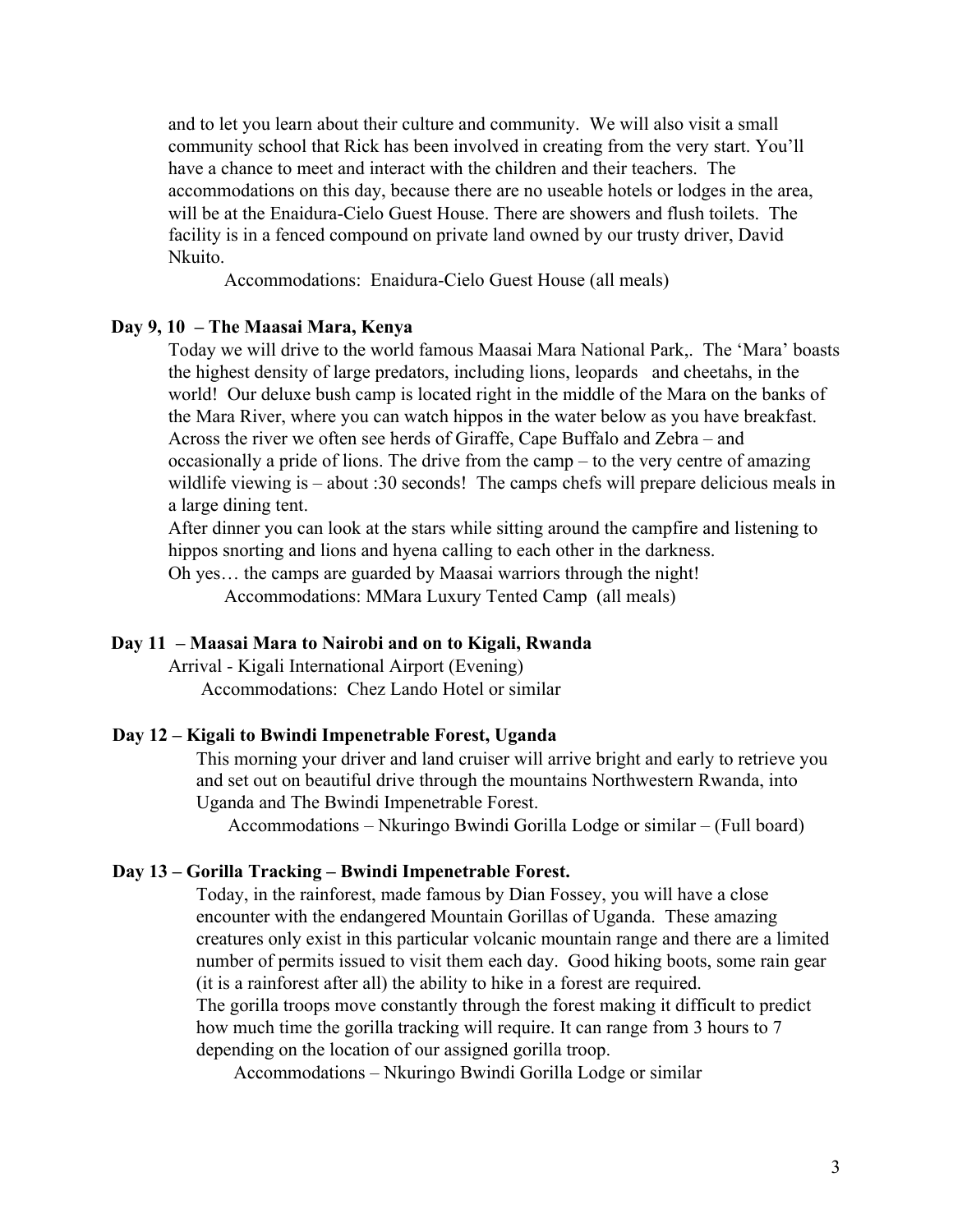and to let you learn about their culture and community. We will also visit a small community school that Rick has been involved in creating from the very start. You'll have a chance to meet and interact with the children and their teachers. The accommodations on this day, because there are no useable hotels or lodges in the area, will be at the Enaidura-Cielo Guest House. There are showers and flush toilets. The facility is in a fenced compound on private land owned by our trusty driver, David Nkuito.

Accommodations: Enaidura-Cielo Guest House (all meals)

**Day 9, 10 – The Maasai Mara, Kenya**

Today we will drive to the world famous Maasai Mara National Park,. The 'Mara' boasts the highest density of large predators, including lions, leopards and cheetahs, in the world! Our deluxe bush camp is located right in the middle of the Mara on the banks of the Mara River, where you can watch hippos in the water below as you have breakfast. Across the river we often see herds of Giraffe, Cape Buffalo and Zebra – and occasionally a pride of lions. The drive from the camp – to the very centre of amazing wildlife viewing is – about :30 seconds! The camps chefs will prepare delicious meals in a large dining tent.

After dinner you can look at the stars while sitting around the campfire and listening to hippos snorting and lions and hyena calling to each other in the darkness.

Oh yes… the camps are guarded by Maasai warriors through the night!

Accommodations: MMara Luxury Tented Camp (all meals)

**Day 11 – Maasai Mara to Nairobi and on to Kigali, Rwanda**

Arrival - Kigali International Airport (Evening)

Accommodations: Chez Lando Hotel or similar

**Day 12 – Kigali to Bwindi Impenetrable Forest, Uganda**

This morning your driver and land cruiser will arrive bright and early to retrieve you and set out on beautiful drive through the mountains Northwestern Rwanda, into Uganda and The Bwindi Impenetrable Forest.

Accommodations – Nkuringo Bwindi Gorilla Lodge or similar – (Full board)

**Day 13 – Gorilla Tracking – Bwindi Impenetrable Forest.**

Today, in the rainforest, made famous by Dian Fossey, you will have a close encounter with the endangered Mountain Gorillas of Uganda. These amazing creatures only exist in this particular volcanic mountain range and there are a limited number of permits issued to visit them each day. Good hiking boots, some rain gear (it is a rainforest after all) the ability to hike in a forest are required.

The gorilla troops move constantly through the forest making it difficult to predict how much time the gorilla tracking will require. It can range from 3 hours to 7 depending on the location of our assigned gorilla troop.

Accommodations – Nkuringo Bwindi Gorilla Lodge or similar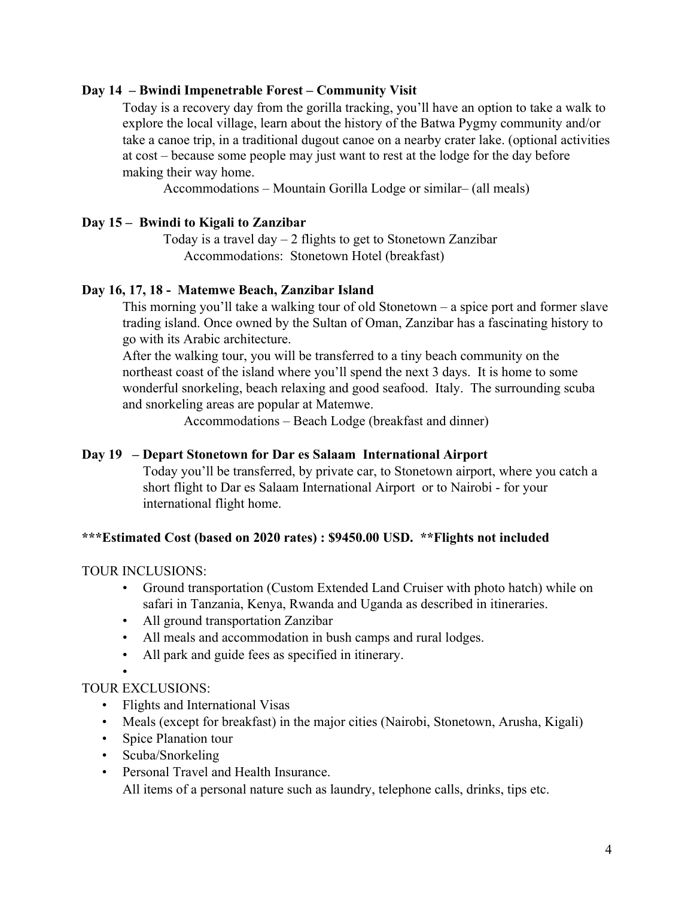**Day 14 – Bwindi Impenetrable Forest – Community Visit**

Today is a recovery day from the gorilla tracking, you'll have an option to take a walk to explore the local village, learn about the history of the Batwa Pygmy community and/or take a canoe trip, in a traditional dugout canoe on a nearby crater lake. (optional activities at cost – because some people may just want to rest at the lodge for the day before making their way home.

Accommodations – Mountain Gorilla Lodge or similar– (all meals)

**Day 15 – Bwindi to Kigali to Zanzibar**

Today is a travel day – 2 flights to get to Stonetown Zanzibar

Accommodations: Stonetown Hotel (breakfast)

**Day 16, 17, 18 - Matemwe Beach, Zanzibar Island**

This morning you'll take a walking tour of old Stonetown – a spice port and former slave trading island. Once owned by the Sultan of Oman, Zanzibar has a fascinating history to go with its Arabic architecture.

After the walking tour, you will be transferred to a tiny beach community on the northeast coast of the island where you'll spend the next 3 days. It is home to some wonderful snorkeling, beach relaxing and good seafood. Italy. The surrounding scuba and snorkeling areas are popular at Matemwe.

Accommodations – Beach Lodge (breakfast and dinner)

**Day 19 – Depart Stonetown for Dar es Salaam International Airport**

Today you'll be transferred, by private car, to Stonetown airport, where you catch a short flight to Dar es Salaam International Airport or to Nairobi - for your international flight home.

**\*\*\*Estimated Cost (based on 2020 rates) : $9450.00 USD. \*\*Flights not included**

TOUR INCLUSIONS:

- Ground transportation (Custom Extended Land Cruiser with photo hatch) while on safari in Tanzania, Kenya, Rwanda and Uganda as described in itineraries.
- All ground transportation Zanzibar
- All meals and accommodation in bush camps and rural lodges.
- All park and guide fees as specified in itinerary.
- 

TOUR EXCLUSIONS:

- Flights and International Visas
- Meals (except for breakfast) in the major cities (Nairobi, Stonetown, Arusha, Kigali)
- Spice Planation tour
- Scuba/Snorkeling
- Personal Travel and Health Insurance.
  All items of a personal nature such as laundry, telephone calls, drinks, tips etc.